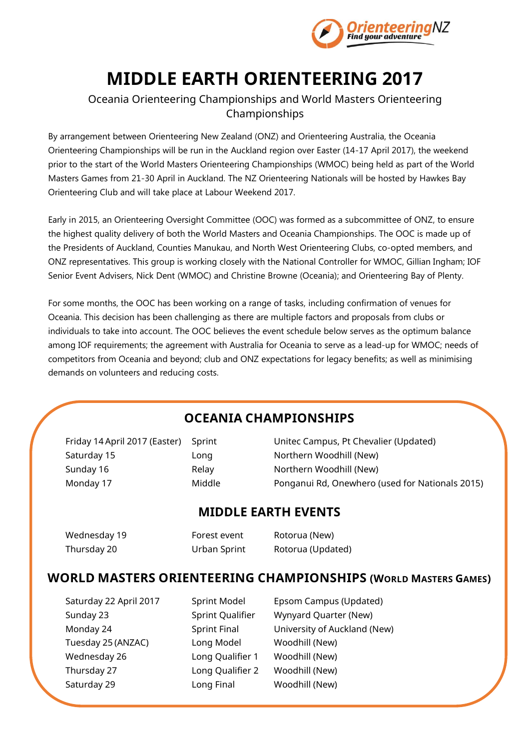# MIDDLE EARTH ORIENTEERING 2017

Oceania Orienteering Championships and World Masters Orienteering Championships

By arrangement between Orienteering New Zealand (ONZ) and Orienteering Australia, the Oceania Orienteering Championships will be run in the Auckland region over Easter (14-17 April 2017), the weekend prior to the start of the World Masters Orienteering Championships (WMOC) being held as part of the World Masters Games from 21-30 April in Auckland. The NZ Orienteering Nationals will be hosted by Hawkes Bay Orienteering Club and will take place at Labour Weekend 2017.

Early in 2015, an Orienteering Oversight Committee (OOC) was formed as a subcommittee of ONZ, to ensure the highest quality delivery of both the World Masters and Oceania Championships. The OOC is made up of the Presidents of Auckland, Counties Manukau, and North West Orienteering Clubs, co-opted members, and ONZ representatives. This group is working closely with the National Controller for WMOC, Gillian Ingham; IOF Senior Event Advisers, Nick Dent (WMOC) and Christine Browne (Oceania); and Orienteering Bay of Plenty.

For some months, the OOC has been working on a range of tasks, including confirmation of venues for Oceania. This decision has been challenging as there are multiple factors and proposals from clubs or individuals to take into account. The OOC believes the event schedule below serves as the optimum balance among IOF requirements; the agreement with Australia for Oceania to serve as a lead-up for WMOC; needs of competitors from Oceania and beyond; club and ONZ expectations for legacy benefits; as well as minimising demands on volunteers and reducing costs.

## OCEANIA CHAMPIONSHIPS

| | | |
|---|---|---|
| Friday 14 April 2017 (Easter) | Sprint | Unitec Campus, Pt Chevalier (Updated) |
| Saturday 15 | Long | Northern Woodhill (New) |
| Sunday 16 | Relay | Northern Woodhill (New) |
| Monday 17 | Middle | Ponganui Rd, Onewhero (used for Nationals 2015) |

## MIDDLE EARTH EVENTS

| | | |
|---|---|---|
| Wednesday 19 | Forest event | Rotorua (New) |
| Thursday 20 | Urban Sprint | Rotorua (Updated) |

## WORLD MASTERS ORIENTEERING CHAMPIONSHIPS (World Masters Games)

| | | |
|---|---|---|
| Saturday 22 April 2017 | Sprint Model | Epsom Campus (Updated) |
| Sunday 23 | Sprint Qualifier | Wynyard Quarter (New) |
| Monday 24 | Sprint Final | University of Auckland (New) |
| Tuesday 25 (ANZAC) | Long Model | Woodhill (New) |
| Wednesday 26 | Long Qualifier 1 | Woodhill (New) |
| Thursday 27 | Long Qualifier 2 | Woodhill (New) |
| Saturday 29 | Long Final | Woodhill (New) |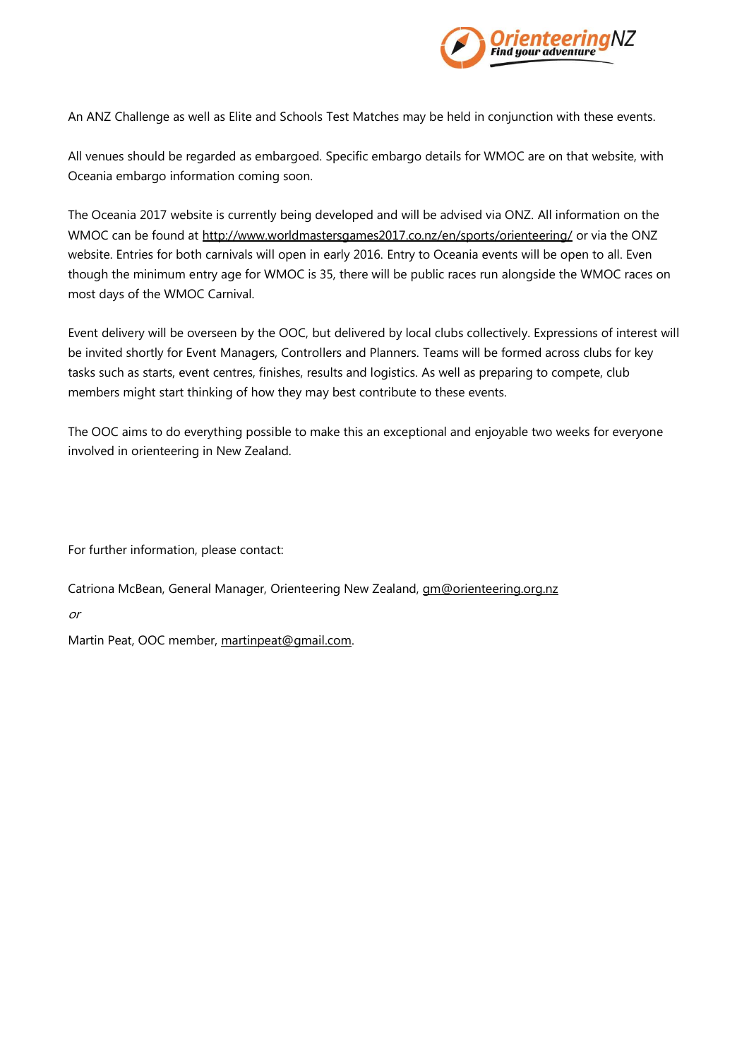An ANZ Challenge as well as Elite and Schools Test Matches may be held in conjunction with these events.

All venues should be regarded as embargoed. Specific embargo details for WMOC are on that website, with Oceania embargo information coming soon.

The Oceania 2017 website is currently being developed and will be advised via ONZ. All information on the WMOC can be found at http://www.worldmastersgames2017.co.nz/en/sports/orienteering/ or via the ONZ website. Entries for both carnivals will open in early 2016. Entry to Oceania events will be open to all. Even though the minimum entry age for WMOC is 35, there will be public races run alongside the WMOC races on most days of the WMOC Carnival.

Event delivery will be overseen by the OOC, but delivered by local clubs collectively. Expressions of interest will be invited shortly for Event Managers, Controllers and Planners. Teams will be formed across clubs for key tasks such as starts, event centres, finishes, results and logistics. As well as preparing to compete, club members might start thinking of how they may best contribute to these events.

The OOC aims to do everything possible to make this an exceptional and enjoyable two weeks for everyone involved in orienteering in New Zealand.

For further information, please contact:

Catriona McBean, General Manager, Orienteering New Zealand, gm@orienteering.org.nz

*or*

Martin Peat, OOC member, martinpeat@gmail.com.